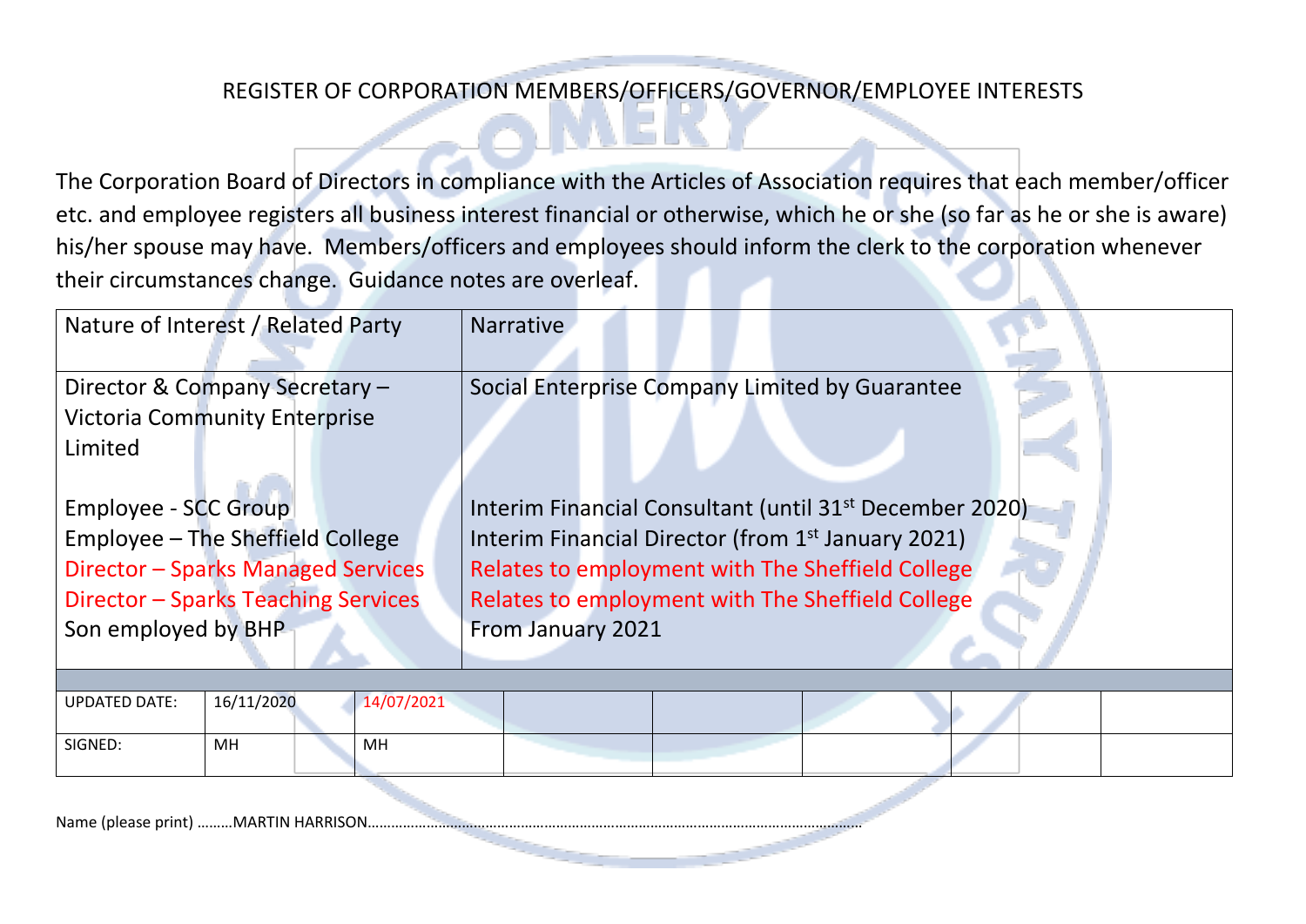# REGISTER OF CORPORATION MEMBERS/OFFICERS/GOVERNOR/EMPLOYEE INTERESTS

The Corporation Board of Directors in compliance with the Articles of Association requires that each member/officer etc. and employee registers all business interest financial or otherwise, which he or she (so far as he or she is aware) his/her spouse may have. Members/officers and employees should inform the clerk to the corporation whenever their circumstances change. Guidance notes are overleaf.

| Nature of Interest / Related Party | Narrative |
|---|---|
| Director & Company Secretary – Victoria Community Enterprise Limited | Social Enterprise Company Limited by Guarantee |
| Employee - SCC Group | Interim Financial Consultant (until 31st December 2020) |
| Employee – The Sheffield College | Interim Financial Director (from 1st January 2021) |
| Director – Sparks Managed Services | Relates to employment with The Sheffield College |
| Director – Sparks Teaching Services | Relates to employment with The Sheffield College |
| Son employed by BHP | From January 2021 |

| | | | | | | | | |
|---|---|---|---|---|---|---|---|---|
| UPDATED DATE: | 16/11/2020 | 14/07/2021 | | | | | | |
| SIGNED: | MH | MH | | | | | | |

Name (please print) ………MARTIN HARRISON………………………………………………………………………………………………………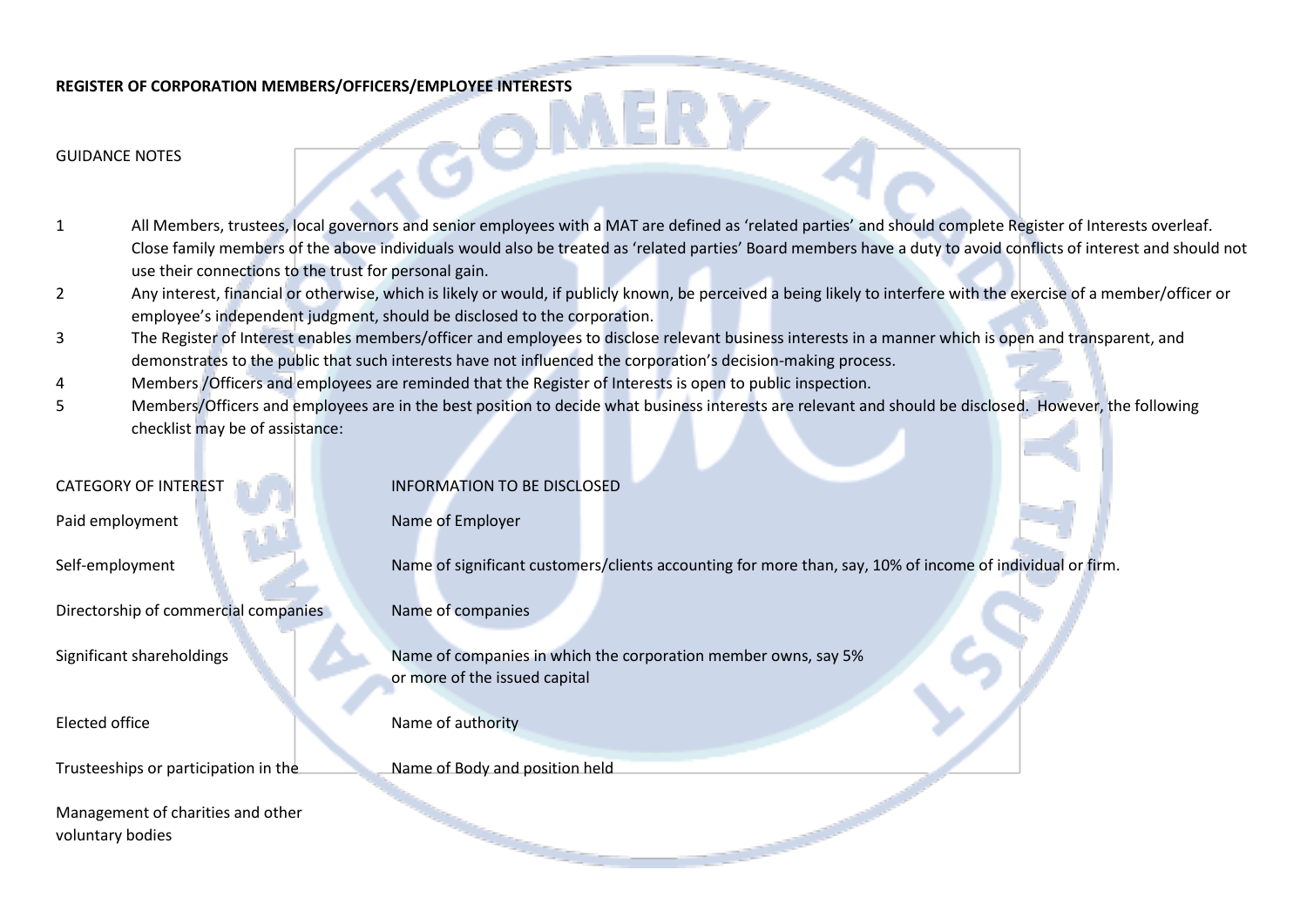**REGISTER OF CORPORATION MEMBERS/OFFICERS/EMPLOYEE INTERESTS**

GUIDANCE NOTES

1. All Members, trustees, local governors and senior employees with a MAT are defined as 'related parties' and should complete Register of Interests overleaf. Close family members of the above individuals would also be treated as 'related parties' Board members have a duty to avoid conflicts of interest and should not use their connections to the trust for personal gain.
2. Any interest, financial or otherwise, which is likely or would, if publicly known, be perceived a being likely to interfere with the exercise of a member/officer or employee's independent judgment, should be disclosed to the corporation.
3. The Register of Interest enables members/officer and employees to disclose relevant business interests in a manner which is open and transparent, and demonstrates to the public that such interests have not influenced the corporation's decision-making process.
4. Members /Officers and employees are reminded that the Register of Interests is open to public inspection.
5. Members/Officers and employees are in the best position to decide what business interests are relevant and should be disclosed. However, the following checklist may be of assistance:

| CATEGORY OF INTEREST | INFORMATION TO BE DISCLOSED |
| --- | --- |
| Paid employment | Name of Employer |
| Self-employment | Name of significant customers/clients accounting for more than, say, 10% of income of individual or firm. |
| Directorship of commercial companies | Name of companies |
| Significant shareholdings | Name of companies in which the corporation member owns, say 5% or more of the issued capital |
| Elected office | Name of authority |
| Trusteeships or participation in the Management of charities and other voluntary bodies | Name of Body and position held |